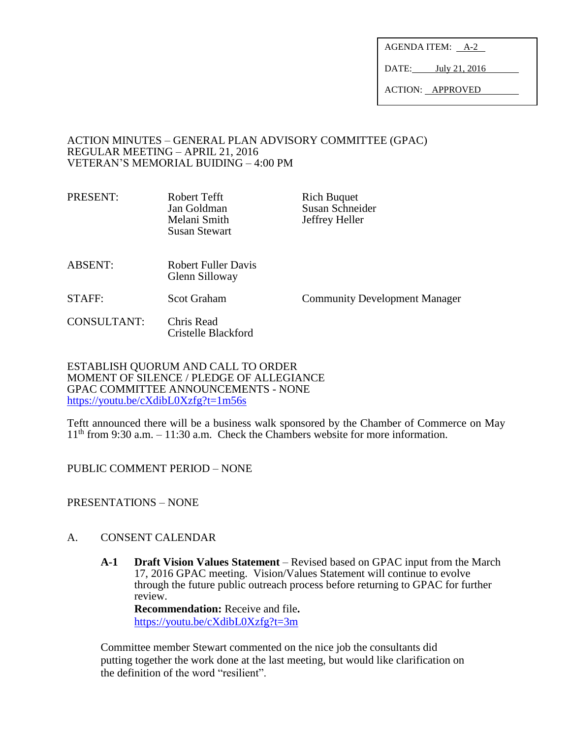AGENDA ITEM: A-2

DATE: July 21, 2016

ACTION: APPROVED

ACTION MINUTES – GENERAL PLAN ADVISORY COMMITTEE (GPAC)
REGULAR MEETING – APRIL 21, 2016
VETERAN'S MEMORIAL BUIDING – 4:00 PM

| | | |
|---|---|---|
| PRESENT: | Robert Tefft<br>Jan Goldman<br>Melani Smith<br>Susan Stewart | Rich Buquet<br>Susan Schneider<br>Jeffrey Heller |
| ABSENT: | Robert Fuller Davis<br>Glenn Silloway | |
| STAFF: | Scot Graham | Community Development Manager |
| CONSULTANT: | Chris Read<br>Cristelle Blackford | |

ESTABLISH QUORUM AND CALL TO ORDER
MOMENT OF SILENCE / PLEDGE OF ALLEGIANCE
GPAC COMMITTEE ANNOUNCEMENTS - NONE
https://youtu.be/cXdibL0Xzfg?t=1m56s

Tefft announced there will be a business walk sponsored by the Chamber of Commerce on May 11th from 9:30 a.m. – 11:30 a.m. Check the Chambers website for more information.

PUBLIC COMMENT PERIOD – NONE

PRESENTATIONS – NONE

A. CONSENT CALENDAR

**A-1 Draft Vision Values Statement** – Revised based on GPAC input from the March 17, 2016 GPAC meeting. Vision/Values Statement will continue to evolve through the future public outreach process before returning to GPAC for further review.
**Recommendation:** Receive and file**.**
https://youtu.be/cXdibL0Xzfg?t=3m

Committee member Stewart commented on the nice job the consultants did putting together the work done at the last meeting, but would like clarification on the definition of the word "resilient".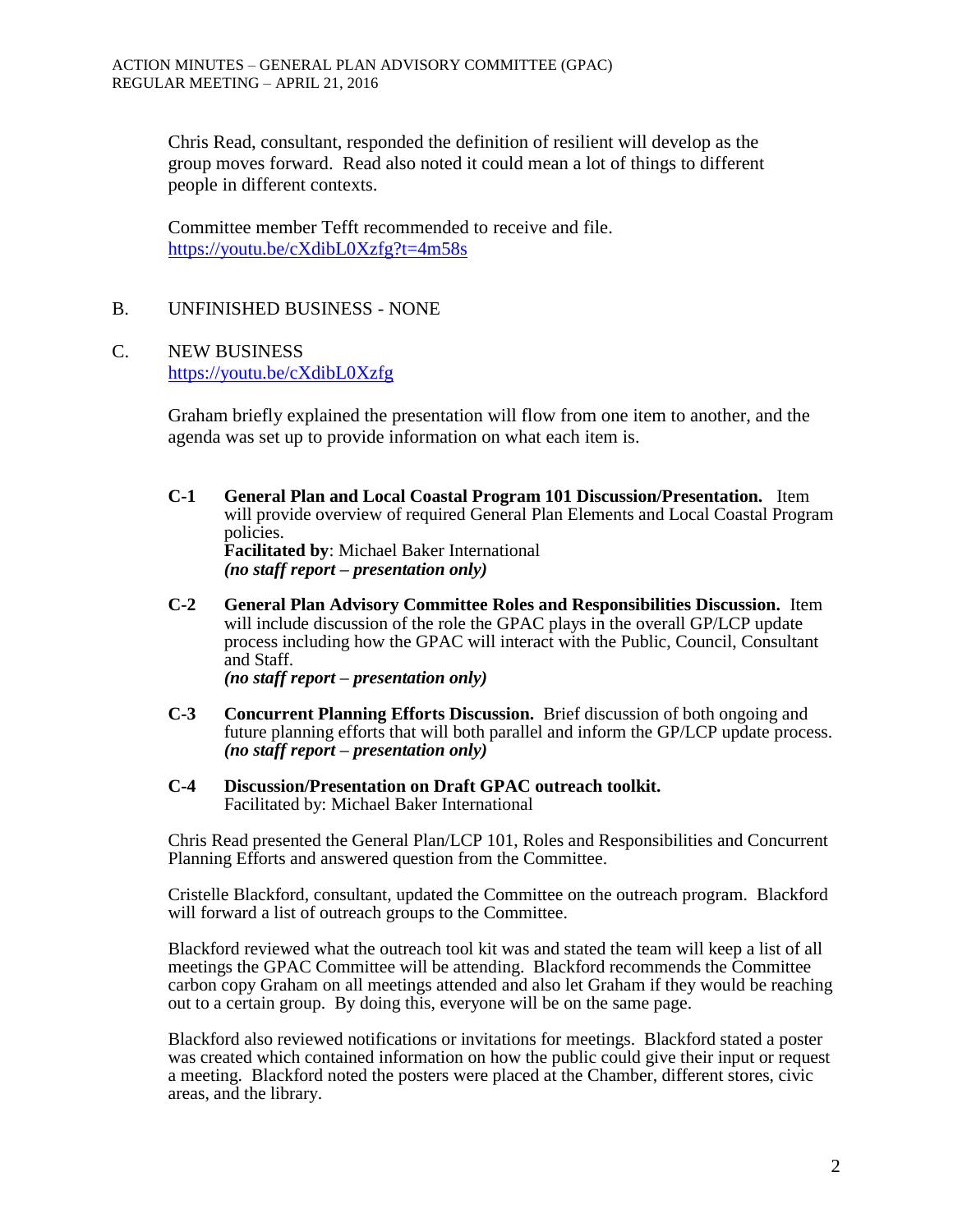Chris Read, consultant, responded the definition of resilient will develop as the group moves forward. Read also noted it could mean a lot of things to different people in different contexts.

Committee member Tefft recommended to receive and file.
https://youtu.be/cXdibL0Xzfg?t=4m58s

## B. UNFINISHED BUSINESS - NONE

## C. NEW BUSINESS

https://youtu.be/cXdibL0Xzfg

Graham briefly explained the presentation will flow from one item to another, and the agenda was set up to provide information on what each item is.

**C-1 General Plan and Local Coastal Program 101 Discussion/Presentation.** Item will provide overview of required General Plan Elements and Local Coastal Program policies.
**Facilitated by**: Michael Baker International
***(no staff report – presentation only)***

**C-2 General Plan Advisory Committee Roles and Responsibilities Discussion.** Item will include discussion of the role the GPAC plays in the overall GP/LCP update process including how the GPAC will interact with the Public, Council, Consultant and Staff.
***(no staff report – presentation only)***

**C-3 Concurrent Planning Efforts Discussion.** Brief discussion of both ongoing and future planning efforts that will both parallel and inform the GP/LCP update process.
***(no staff report – presentation only)***

**C-4 Discussion/Presentation on Draft GPAC outreach toolkit.**
Facilitated by: Michael Baker International

Chris Read presented the General Plan/LCP 101, Roles and Responsibilities and Concurrent Planning Efforts and answered question from the Committee.

Cristelle Blackford, consultant, updated the Committee on the outreach program. Blackford will forward a list of outreach groups to the Committee.

Blackford reviewed what the outreach tool kit was and stated the team will keep a list of all meetings the GPAC Committee will be attending. Blackford recommends the Committee carbon copy Graham on all meetings attended and also let Graham if they would be reaching out to a certain group. By doing this, everyone will be on the same page.

Blackford also reviewed notifications or invitations for meetings. Blackford stated a poster was created which contained information on how the public could give their input or request a meeting. Blackford noted the posters were placed at the Chamber, different stores, civic areas, and the library.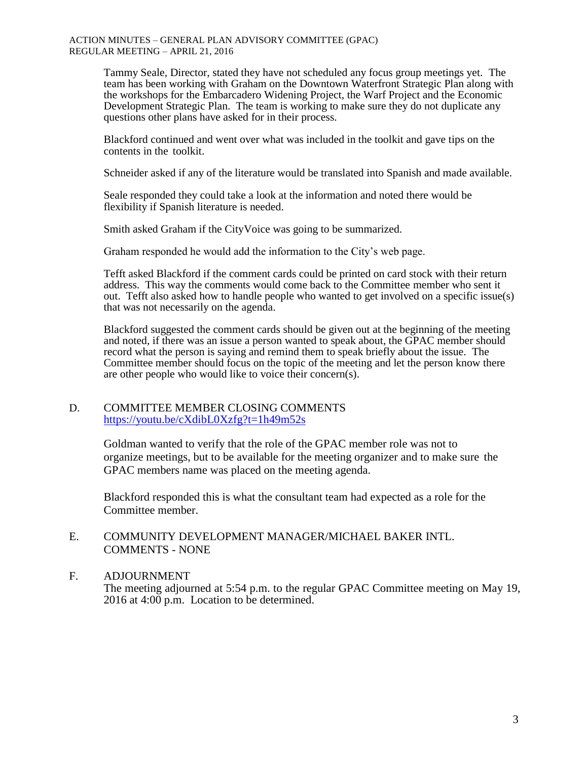Tammy Seale, Director, stated they have not scheduled any focus group meetings yet. The team has been working with Graham on the Downtown Waterfront Strategic Plan along with the workshops for the Embarcadero Widening Project, the Warf Project and the Economic Development Strategic Plan. The team is working to make sure they do not duplicate any questions other plans have asked for in their process.

Blackford continued and went over what was included in the toolkit and gave tips on the contents in the toolkit.

Schneider asked if any of the literature would be translated into Spanish and made available.

Seale responded they could take a look at the information and noted there would be flexibility if Spanish literature is needed.

Smith asked Graham if the CityVoice was going to be summarized.

Graham responded he would add the information to the City's web page.

Tefft asked Blackford if the comment cards could be printed on card stock with their return address. This way the comments would come back to the Committee member who sent it out. Tefft also asked how to handle people who wanted to get involved on a specific issue(s) that was not necessarily on the agenda.

Blackford suggested the comment cards should be given out at the beginning of the meeting and noted, if there was an issue a person wanted to speak about, the GPAC member should record what the person is saying and remind them to speak briefly about the issue. The Committee member should focus on the topic of the meeting and let the person know there are other people who would like to voice their concern(s).

## D. COMMITTEE MEMBER CLOSING COMMENTS

https://youtu.be/cXdibL0Xzfg?t=1h49m52s

Goldman wanted to verify that the role of the GPAC member role was not to organize meetings, but to be available for the meeting organizer and to make sure the GPAC members name was placed on the meeting agenda.

Blackford responded this is what the consultant team had expected as a role for the Committee member.

## E. COMMUNITY DEVELOPMENT MANAGER/MICHAEL BAKER INTL. COMMENTS - NONE

## F. ADJOURNMENT

The meeting adjourned at 5:54 p.m. to the regular GPAC Committee meeting on May 19, 2016 at 4:00 p.m. Location to be determined.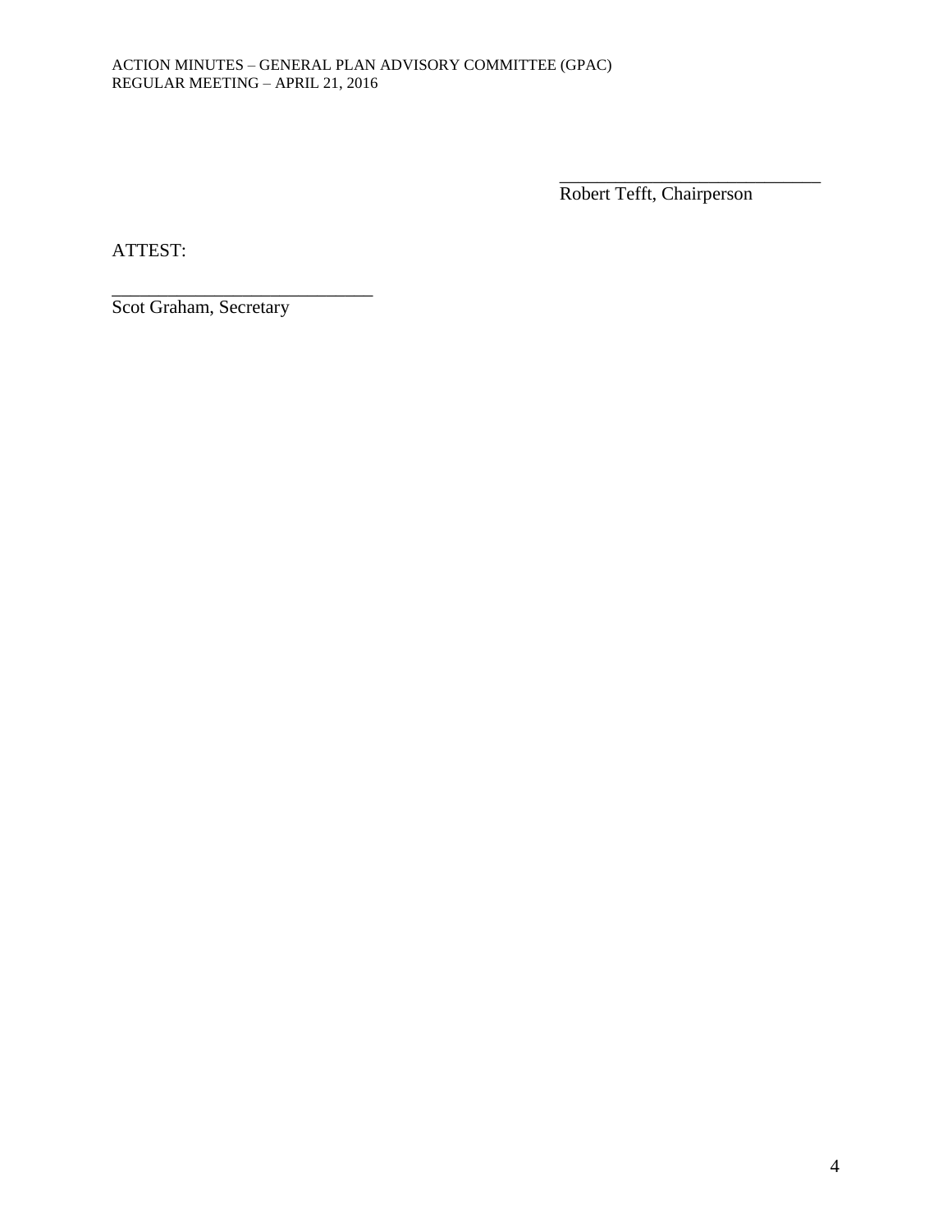\_\_\_\_\_\_\_\_\_\_\_\_\_\_\_\_\_\_\_\_\_\_\_\_\_\_\_\_\_\_
Robert Tefft, Chairperson

ATTEST:

\_\_\_\_\_\_\_\_\_\_\_\_\_\_\_\_\_\_\_\_\_\_\_\_\_\_\_\_\_\_
Scot Graham, Secretary